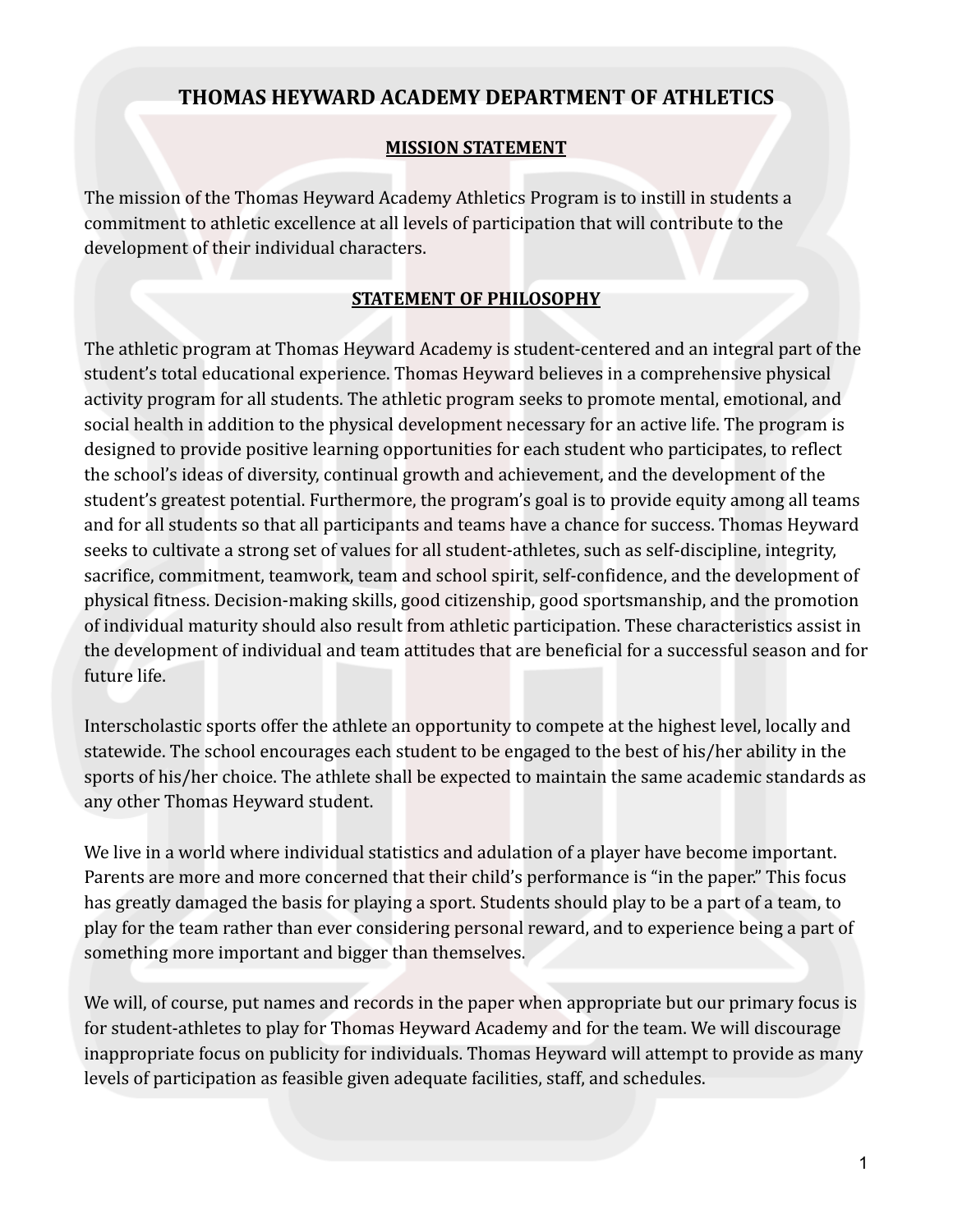# THOMAS HEYWARD ACADEMY DEPARTMENT OF ATHLETICS

## MISSION STATEMENT

The mission of the Thomas Heyward Academy Athletics Program is to instill in students a commitment to athletic excellence at all levels of participation that will contribute to the development of their individual characters.

## STATEMENT OF PHILOSOPHY

The athletic program at Thomas Heyward Academy is student-centered and an integral part of the student's total educational experience. Thomas Heyward believes in a comprehensive physical activity program for all students. The athletic program seeks to promote mental, emotional, and social health in addition to the physical development necessary for an active life. The program is designed to provide positive learning opportunities for each student who participates, to reflect the school's ideas of diversity, continual growth and achievement, and the development of the student's greatest potential. Furthermore, the program's goal is to provide equity among all teams and for all students so that all participants and teams have a chance for success. Thomas Heyward seeks to cultivate a strong set of values for all student-athletes, such as self-discipline, integrity, sacrifice, commitment, teamwork, team and school spirit, self-confidence, and the development of physical fitness. Decision-making skills, good citizenship, good sportsmanship, and the promotion of individual maturity should also result from athletic participation. These characteristics assist in the development of individual and team attitudes that are beneficial for a successful season and for future life.

Interscholastic sports offer the athlete an opportunity to compete at the highest level, locally and statewide. The school encourages each student to be engaged to the best of his/her ability in the sports of his/her choice. The athlete shall be expected to maintain the same academic standards as any other Thomas Heyward student.

We live in a world where individual statistics and adulation of a player have become important. Parents are more and more concerned that their child's performance is "in the paper." This focus has greatly damaged the basis for playing a sport. Students should play to be a part of a team, to play for the team rather than ever considering personal reward, and to experience being a part of something more important and bigger than themselves.

We will, of course, put names and records in the paper when appropriate but our primary focus is for student-athletes to play for Thomas Heyward Academy and for the team. We will discourage inappropriate focus on publicity for individuals. Thomas Heyward will attempt to provide as many levels of participation as feasible given adequate facilities, staff, and schedules.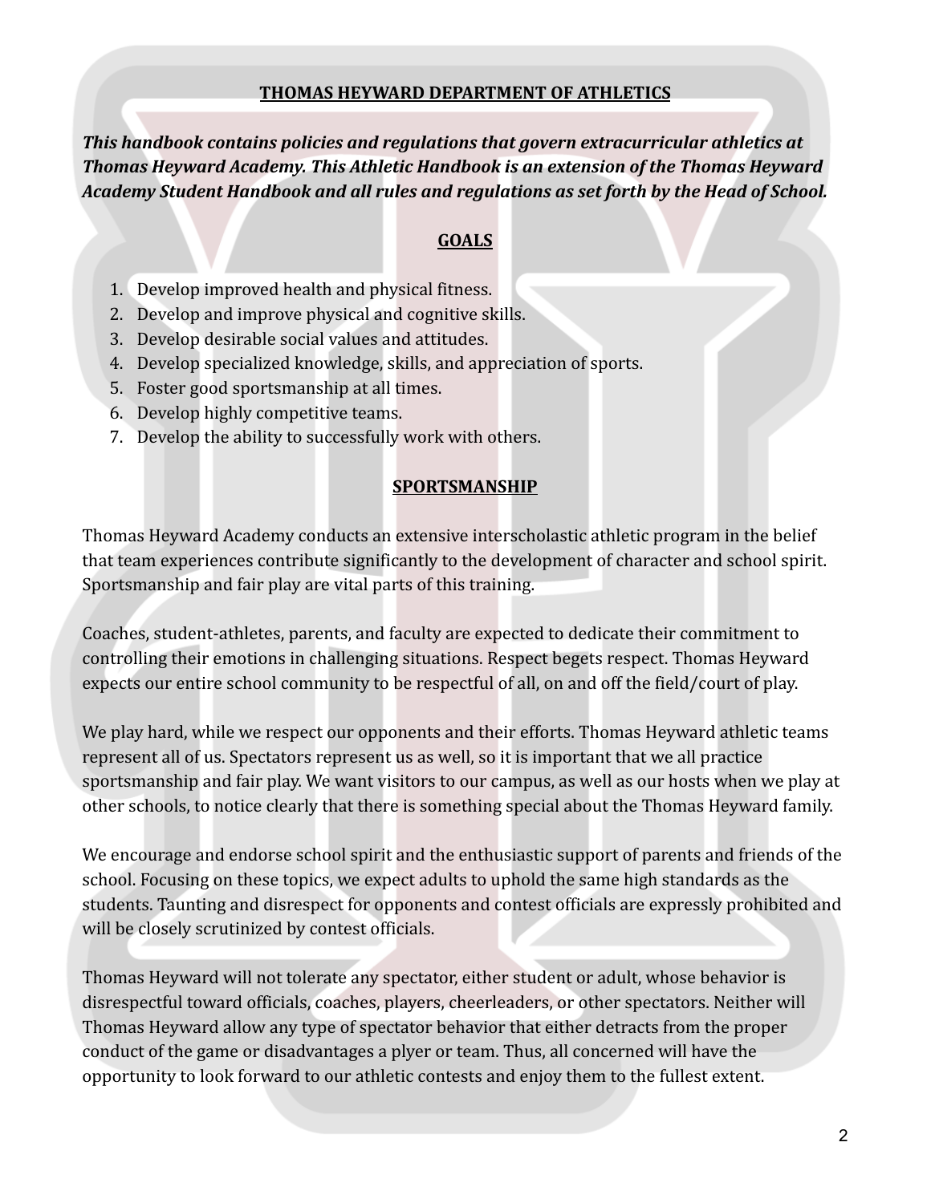## THOMAS HEYWARD DEPARTMENT OF ATHLETICS

***This handbook contains policies and regulations that govern extracurricular athletics at Thomas Heyward Academy. This Athletic Handbook is an extension of the Thomas Heyward Academy Student Handbook and all rules and regulations as set forth by the Head of School.***

## GOALS

1. Develop improved health and physical fitness.
2. Develop and improve physical and cognitive skills.
3. Develop desirable social values and attitudes.
4. Develop specialized knowledge, skills, and appreciation of sports.
5. Foster good sportsmanship at all times.
6. Develop highly competitive teams.
7. Develop the ability to successfully work with others.

## SPORTSMANSHIP

Thomas Heyward Academy conducts an extensive interscholastic athletic program in the belief that team experiences contribute significantly to the development of character and school spirit. Sportsmanship and fair play are vital parts of this training.

Coaches, student-athletes, parents, and faculty are expected to dedicate their commitment to controlling their emotions in challenging situations. Respect begets respect. Thomas Heyward expects our entire school community to be respectful of all, on and off the field/court of play.

We play hard, while we respect our opponents and their efforts. Thomas Heyward athletic teams represent all of us. Spectators represent us as well, so it is important that we all practice sportsmanship and fair play. We want visitors to our campus, as well as our hosts when we play at other schools, to notice clearly that there is something special about the Thomas Heyward family.

We encourage and endorse school spirit and the enthusiastic support of parents and friends of the school. Focusing on these topics, we expect adults to uphold the same high standards as the students. Taunting and disrespect for opponents and contest officials are expressly prohibited and will be closely scrutinized by contest officials.

Thomas Heyward will not tolerate any spectator, either student or adult, whose behavior is disrespectful toward officials, coaches, players, cheerleaders, or other spectators. Neither will Thomas Heyward allow any type of spectator behavior that either detracts from the proper conduct of the game or disadvantages a plyer or team. Thus, all concerned will have the opportunity to look forward to our athletic contests and enjoy them to the fullest extent.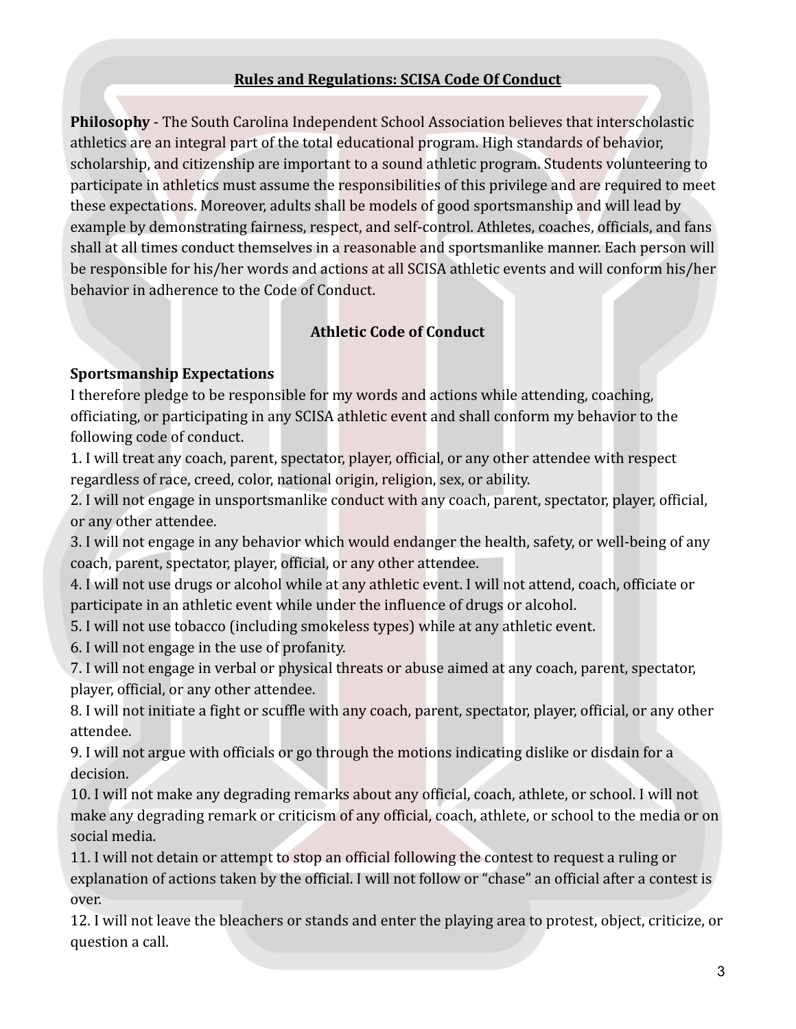## Rules and Regulations: SCISA Code Of Conduct

**Philosophy** - The South Carolina Independent School Association believes that interscholastic athletics are an integral part of the total educational program. High standards of behavior, scholarship, and citizenship are important to a sound athletic program. Students volunteering to participate in athletics must assume the responsibilities of this privilege and are required to meet these expectations. Moreover, adults shall be models of good sportsmanship and will lead by example by demonstrating fairness, respect, and self-control. Athletes, coaches, officials, and fans shall at all times conduct themselves in a reasonable and sportsmanlike manner. Each person will be responsible for his/her words and actions at all SCISA athletic events and will conform his/her behavior in adherence to the Code of Conduct.

### Athletic Code of Conduct

**Sportsmanship Expectations**

I therefore pledge to be responsible for my words and actions while attending, coaching, officiating, or participating in any SCISA athletic event and shall conform my behavior to the following code of conduct.

1. I will treat any coach, parent, spectator, player, official, or any other attendee with respect regardless of race, creed, color, national origin, religion, sex, or ability.
2. I will not engage in unsportsmanlike conduct with any coach, parent, spectator, player, official, or any other attendee.
3. I will not engage in any behavior which would endanger the health, safety, or well-being of any coach, parent, spectator, player, official, or any other attendee.
4. I will not use drugs or alcohol while at any athletic event. I will not attend, coach, officiate or participate in an athletic event while under the influence of drugs or alcohol.
5. I will not use tobacco (including smokeless types) while at any athletic event.
6. I will not engage in the use of profanity.
7. I will not engage in verbal or physical threats or abuse aimed at any coach, parent, spectator, player, official, or any other attendee.
8. I will not initiate a fight or scuffle with any coach, parent, spectator, player, official, or any other attendee.
9. I will not argue with officials or go through the motions indicating dislike or disdain for a decision.
10. I will not make any degrading remarks about any official, coach, athlete, or school. I will not make any degrading remark or criticism of any official, coach, athlete, or school to the media or on social media.
11. I will not detain or attempt to stop an official following the contest to request a ruling or explanation of actions taken by the official. I will not follow or "chase" an official after a contest is over.
12. I will not leave the bleachers or stands and enter the playing area to protest, object, criticize, or question a call.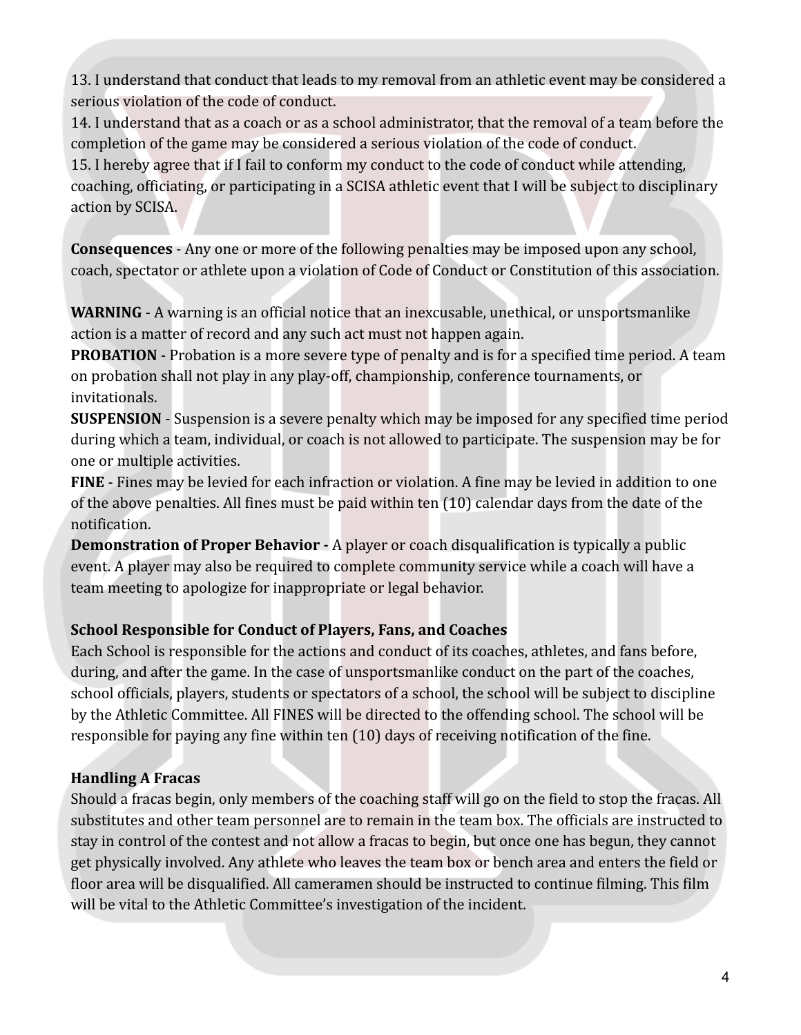13. I understand that conduct that leads to my removal from an athletic event may be considered a serious violation of the code of conduct.
14. I understand that as a coach or as a school administrator, that the removal of a team before the completion of the game may be considered a serious violation of the code of conduct.
15. I hereby agree that if I fail to conform my conduct to the code of conduct while attending, coaching, officiating, or participating in a SCISA athletic event that I will be subject to disciplinary action by SCISA.

**Consequences** - Any one or more of the following penalties may be imposed upon any school, coach, spectator or athlete upon a violation of Code of Conduct or Constitution of this association.

**WARNING** - A warning is an official notice that an inexcusable, unethical, or unsportsmanlike action is a matter of record and any such act must not happen again.
**PROBATION** - Probation is a more severe type of penalty and is for a specified time period. A team on probation shall not play in any play-off, championship, conference tournaments, or invitationals.
**SUSPENSION** - Suspension is a severe penalty which may be imposed for any specified time period during which a team, individual, or coach is not allowed to participate. The suspension may be for one or multiple activities.
**FINE** - Fines may be levied for each infraction or violation. A fine may be levied in addition to one of the above penalties. All fines must be paid within ten (10) calendar days from the date of the notification.
**Demonstration of Proper Behavior -** A player or coach disqualification is typically a public event. A player may also be required to complete community service while a coach will have a team meeting to apologize for inappropriate or legal behavior.

**School Responsible for Conduct of Players, Fans, and Coaches**
Each School is responsible for the actions and conduct of its coaches, athletes, and fans before, during, and after the game. In the case of unsportsmanlike conduct on the part of the coaches, school officials, players, students or spectators of a school, the school will be subject to discipline by the Athletic Committee. All FINES will be directed to the offending school. The school will be responsible for paying any fine within ten (10) days of receiving notification of the fine.

**Handling A Fracas**
Should a fracas begin, only members of the coaching staff will go on the field to stop the fracas. All substitutes and other team personnel are to remain in the team box. The officials are instructed to stay in control of the contest and not allow a fracas to begin, but once one has begun, they cannot get physically involved. Any athlete who leaves the team box or bench area and enters the field or floor area will be disqualified. All cameramen should be instructed to continue filming. This film will be vital to the Athletic Committee's investigation of the incident.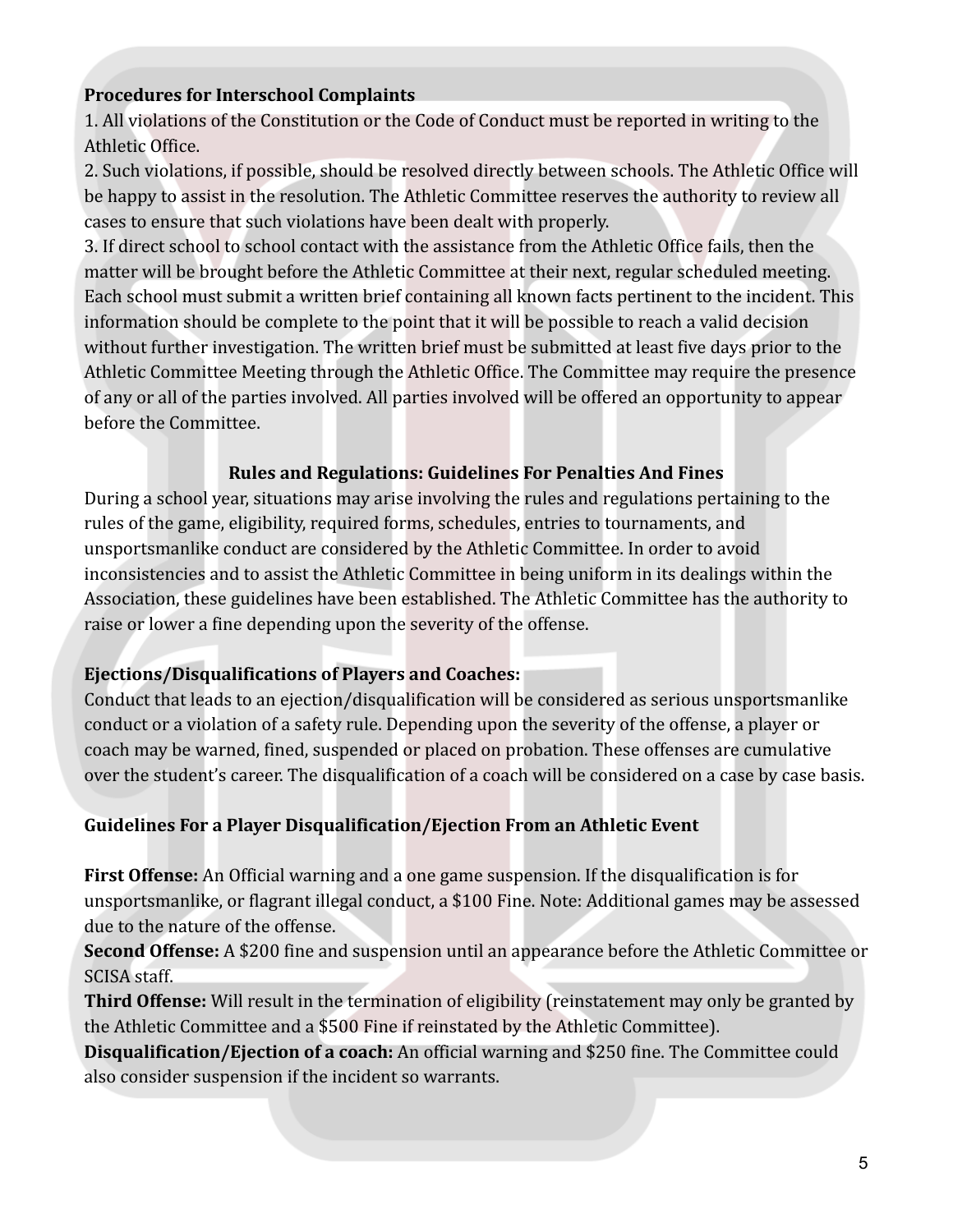**Procedures for Interschool Complaints**

1. All violations of the Constitution or the Code of Conduct must be reported in writing to the Athletic Office.
2. Such violations, if possible, should be resolved directly between schools. The Athletic Office will be happy to assist in the resolution. The Athletic Committee reserves the authority to review all cases to ensure that such violations have been dealt with properly.
3. If direct school to school contact with the assistance from the Athletic Office fails, then the matter will be brought before the Athletic Committee at their next, regular scheduled meeting. Each school must submit a written brief containing all known facts pertinent to the incident. This information should be complete to the point that it will be possible to reach a valid decision without further investigation. The written brief must be submitted at least five days prior to the Athletic Committee Meeting through the Athletic Office. The Committee may require the presence of any or all of the parties involved. All parties involved will be offered an opportunity to appear before the Committee.

**Rules and Regulations: Guidelines For Penalties And Fines**

During a school year, situations may arise involving the rules and regulations pertaining to the rules of the game, eligibility, required forms, schedules, entries to tournaments, and unsportsmanlike conduct are considered by the Athletic Committee. In order to avoid inconsistencies and to assist the Athletic Committee in being uniform in its dealings within the Association, these guidelines have been established. The Athletic Committee has the authority to raise or lower a fine depending upon the severity of the offense.

**Ejections/Disqualifications of Players and Coaches:**

Conduct that leads to an ejection/disqualification will be considered as serious unsportsmanlike conduct or a violation of a safety rule. Depending upon the severity of the offense, a player or coach may be warned, fined, suspended or placed on probation. These offenses are cumulative over the student's career. The disqualification of a coach will be considered on a case by case basis.

**Guidelines For a Player Disqualification/Ejection From an Athletic Event**

**First Offense:** An Official warning and a one game suspension. If the disqualification is for unsportsmanlike, or flagrant illegal conduct, a $100 Fine. Note: Additional games may be assessed due to the nature of the offense.

**Second Offense:** A $200 fine and suspension until an appearance before the Athletic Committee or SCISA staff.

**Third Offense:** Will result in the termination of eligibility (reinstatement may only be granted by the Athletic Committee and a $500 Fine if reinstated by the Athletic Committee).

**Disqualification/Ejection of a coach:** An official warning and $250 fine. The Committee could also consider suspension if the incident so warrants.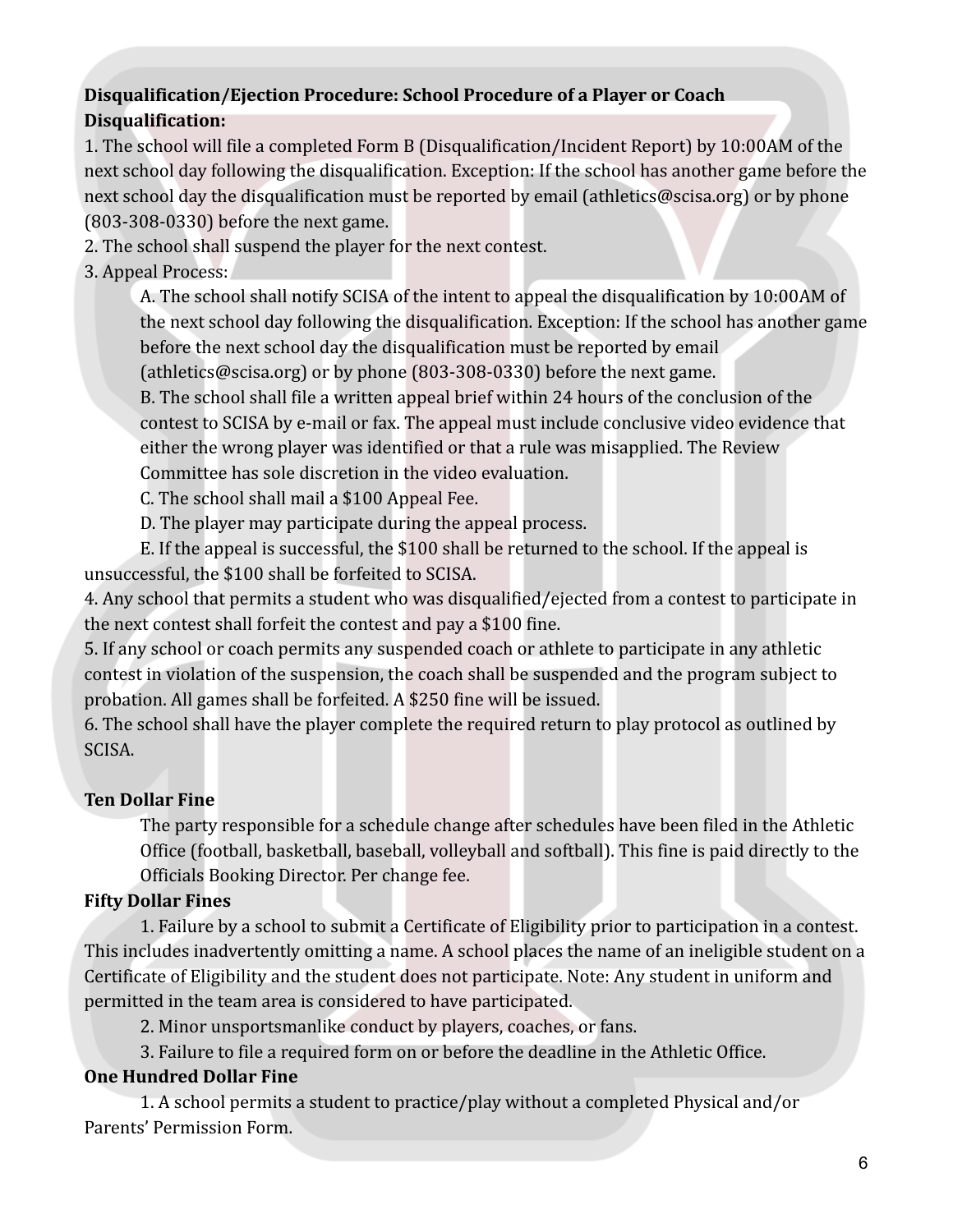**Disqualification/Ejection Procedure: School Procedure of a Player or Coach**

**Disqualification:**

1. The school will file a completed Form B (Disqualification/Incident Report) by 10:00AM of the next school day following the disqualification. Exception: If the school has another game before the next school day the disqualification must be reported by email (athletics@scisa.org) or by phone (803-308-0330) before the next game.
2. The school shall suspend the player for the next contest.
3. Appeal Process:

   A. The school shall notify SCISA of the intent to appeal the disqualification by 10:00AM of the next school day following the disqualification. Exception: If the school has another game before the next school day the disqualification must be reported by email (athletics@scisa.org) or by phone (803-308-0330) before the next game.

   B. The school shall file a written appeal brief within 24 hours of the conclusion of the contest to SCISA by e-mail or fax. The appeal must include conclusive video evidence that either the wrong player was identified or that a rule was misapplied. The Review Committee has sole discretion in the video evaluation.

   C. The school shall mail a $100 Appeal Fee.

   D. The player may participate during the appeal process.

   E. If the appeal is successful, the $100 shall be returned to the school. If the appeal is unsuccessful, the $100 shall be forfeited to SCISA.
4. Any school that permits a student who was disqualified/ejected from a contest to participate in the next contest shall forfeit the contest and pay a $100 fine.
5. If any school or coach permits any suspended coach or athlete to participate in any athletic contest in violation of the suspension, the coach shall be suspended and the program subject to probation. All games shall be forfeited. A $250 fine will be issued.
6. The school shall have the player complete the required return to play protocol as outlined by SCISA.

**Ten Dollar Fine**

The party responsible for a schedule change after schedules have been filed in the Athletic Office (football, basketball, baseball, volleyball and softball). This fine is paid directly to the Officials Booking Director. Per change fee.

**Fifty Dollar Fines**

1. Failure by a school to submit a Certificate of Eligibility prior to participation in a contest. This includes inadvertently omitting a name. A school places the name of an ineligible student on a Certificate of Eligibility and the student does not participate. Note: Any student in uniform and permitted in the team area is considered to have participated.
2. Minor unsportsmanlike conduct by players, coaches, or fans.
3. Failure to file a required form on or before the deadline in the Athletic Office.

**One Hundred Dollar Fine**

1. A school permits a student to practice/play without a completed Physical and/or Parents' Permission Form.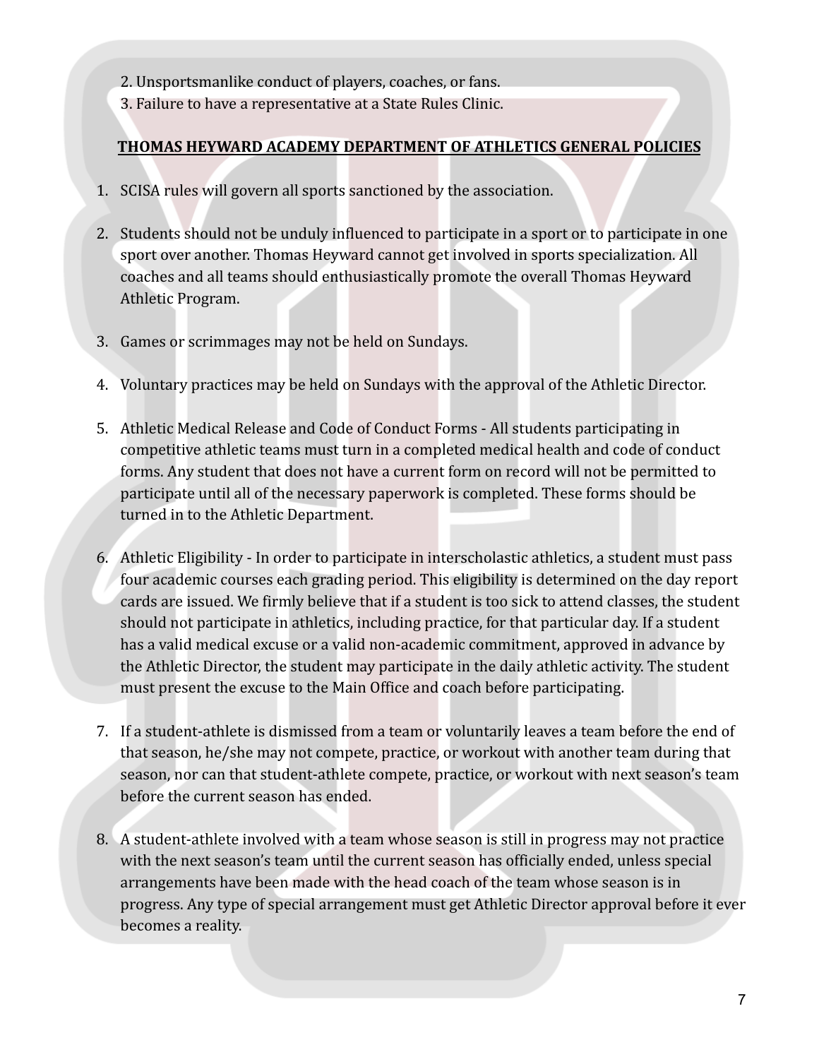2. Unsportsmanlike conduct of players, coaches, or fans.
3. Failure to have a representative at a State Rules Clinic.

**THOMAS HEYWARD ACADEMY DEPARTMENT OF ATHLETICS GENERAL POLICIES**

1. SCISA rules will govern all sports sanctioned by the association.

2. Students should not be unduly influenced to participate in a sport or to participate in one sport over another. Thomas Heyward cannot get involved in sports specialization. All coaches and all teams should enthusiastically promote the overall Thomas Heyward Athletic Program.

3. Games or scrimmages may not be held on Sundays.

4. Voluntary practices may be held on Sundays with the approval of the Athletic Director.

5. Athletic Medical Release and Code of Conduct Forms - All students participating in competitive athletic teams must turn in a completed medical health and code of conduct forms. Any student that does not have a current form on record will not be permitted to participate until all of the necessary paperwork is completed. These forms should be turned in to the Athletic Department.

6. Athletic Eligibility - In order to participate in interscholastic athletics, a student must pass four academic courses each grading period. This eligibility is determined on the day report cards are issued. We firmly believe that if a student is too sick to attend classes, the student should not participate in athletics, including practice, for that particular day. If a student has a valid medical excuse or a valid non-academic commitment, approved in advance by the Athletic Director, the student may participate in the daily athletic activity. The student must present the excuse to the Main Office and coach before participating.

7. If a student-athlete is dismissed from a team or voluntarily leaves a team before the end of that season, he/she may not compete, practice, or workout with another team during that season, nor can that student-athlete compete, practice, or workout with next season's team before the current season has ended.

8. A student-athlete involved with a team whose season is still in progress may not practice with the next season's team until the current season has officially ended, unless special arrangements have been made with the head coach of the team whose season is in progress. Any type of special arrangement must get Athletic Director approval before it ever becomes a reality.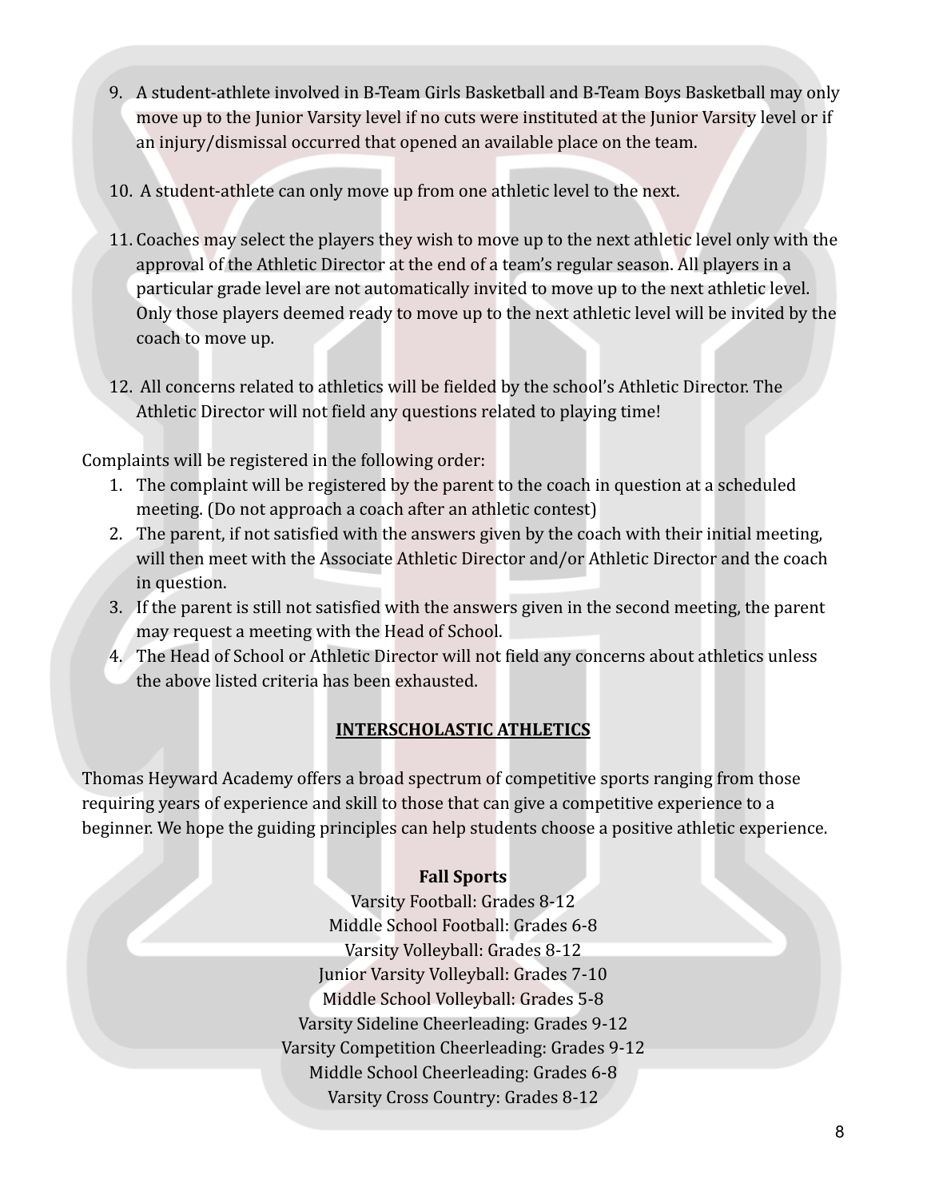9. A student-athlete involved in B-Team Girls Basketball and B-Team Boys Basketball may only move up to the Junior Varsity level if no cuts were instituted at the Junior Varsity level or if an injury/dismissal occurred that opened an available place on the team.

10. A student-athlete can only move up from one athletic level to the next.

11. Coaches may select the players they wish to move up to the next athletic level only with the approval of the Athletic Director at the end of a team's regular season. All players in a particular grade level are not automatically invited to move up to the next athletic level. Only those players deemed ready to move up to the next athletic level will be invited by the coach to move up.

12. All concerns related to athletics will be fielded by the school's Athletic Director. The Athletic Director will not field any questions related to playing time!

Complaints will be registered in the following order:

1. The complaint will be registered by the parent to the coach in question at a scheduled meeting. (Do not approach a coach after an athletic contest)
2. The parent, if not satisfied with the answers given by the coach with their initial meeting, will then meet with the Associate Athletic Director and/or Athletic Director and the coach in question.
3. If the parent is still not satisfied with the answers given in the second meeting, the parent may request a meeting with the Head of School.
4. The Head of School or Athletic Director will not field any concerns about athletics unless the above listed criteria has been exhausted.

## INTERSCHOLASTIC ATHLETICS

Thomas Heyward Academy offers a broad spectrum of competitive sports ranging from those requiring years of experience and skill to those that can give a competitive experience to a beginner. We hope the guiding principles can help students choose a positive athletic experience.

**Fall Sports**

Varsity Football: Grades 8-12
Middle School Football: Grades 6-8
Varsity Volleyball: Grades 8-12
Junior Varsity Volleyball: Grades 7-10
Middle School Volleyball: Grades 5-8
Varsity Sideline Cheerleading: Grades 9-12
Varsity Competition Cheerleading: Grades 9-12
Middle School Cheerleading: Grades 6-8
Varsity Cross Country: Grades 8-12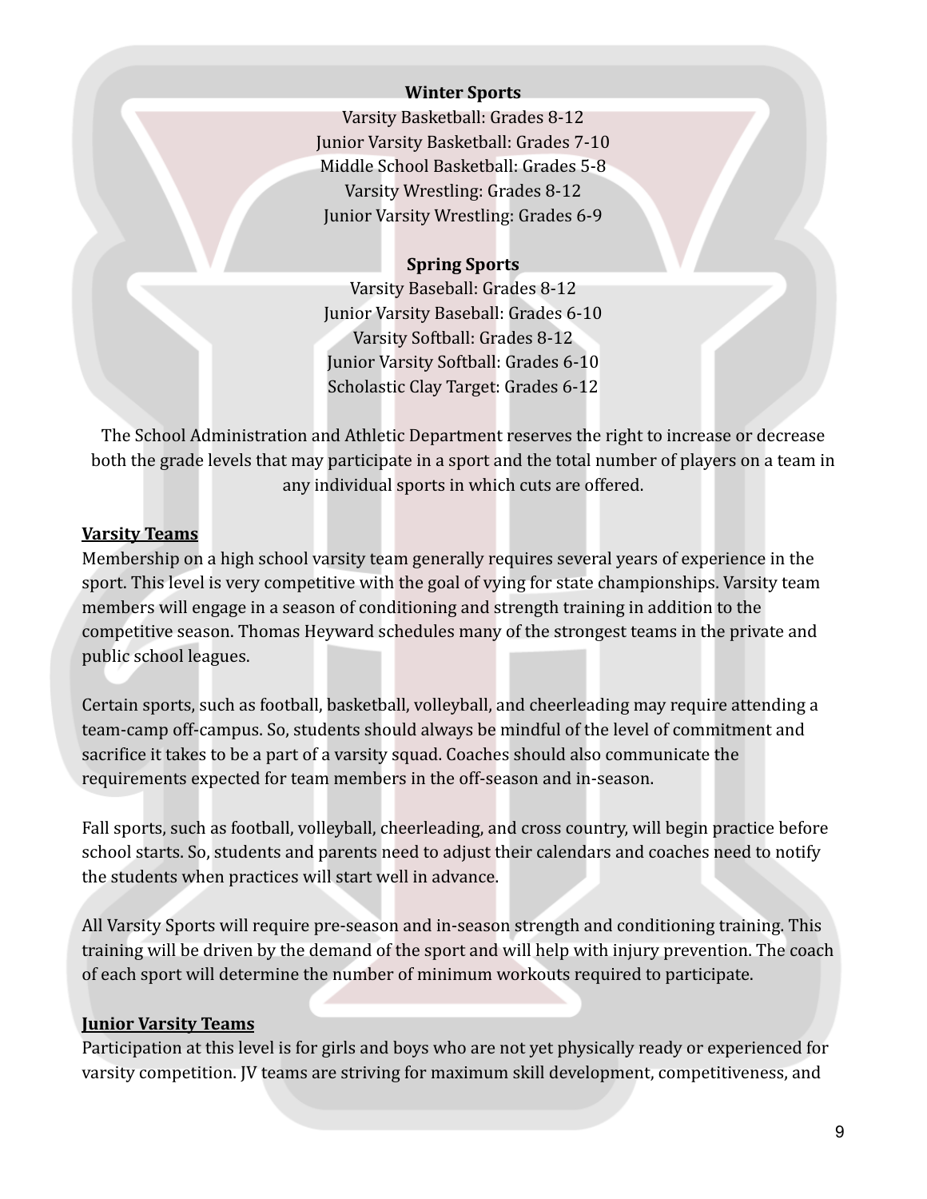**Winter Sports**

Varsity Basketball: Grades 8-12
Junior Varsity Basketball: Grades 7-10
Middle School Basketball: Grades 5-8
Varsity Wrestling: Grades 8-12
Junior Varsity Wrestling: Grades 6-9

**Spring Sports**

Varsity Baseball: Grades 8-12
Junior Varsity Baseball: Grades 6-10
Varsity Softball: Grades 8-12
Junior Varsity Softball: Grades 6-10
Scholastic Clay Target: Grades 6-12

The School Administration and Athletic Department reserves the right to increase or decrease both the grade levels that may participate in a sport and the total number of players on a team in any individual sports in which cuts are offered.

**Varsity Teams**

Membership on a high school varsity team generally requires several years of experience in the sport. This level is very competitive with the goal of vying for state championships. Varsity team members will engage in a season of conditioning and strength training in addition to the competitive season. Thomas Heyward schedules many of the strongest teams in the private and public school leagues.

Certain sports, such as football, basketball, volleyball, and cheerleading may require attending a team-camp off-campus. So, students should always be mindful of the level of commitment and sacrifice it takes to be a part of a varsity squad. Coaches should also communicate the requirements expected for team members in the off-season and in-season.

Fall sports, such as football, volleyball, cheerleading, and cross country, will begin practice before school starts. So, students and parents need to adjust their calendars and coaches need to notify the students when practices will start well in advance.

All Varsity Sports will require pre-season and in-season strength and conditioning training. This training will be driven by the demand of the sport and will help with injury prevention. The coach of each sport will determine the number of minimum workouts required to participate.

**Junior Varsity Teams**

Participation at this level is for girls and boys who are not yet physically ready or experienced for varsity competition. JV teams are striving for maximum skill development, competitiveness, and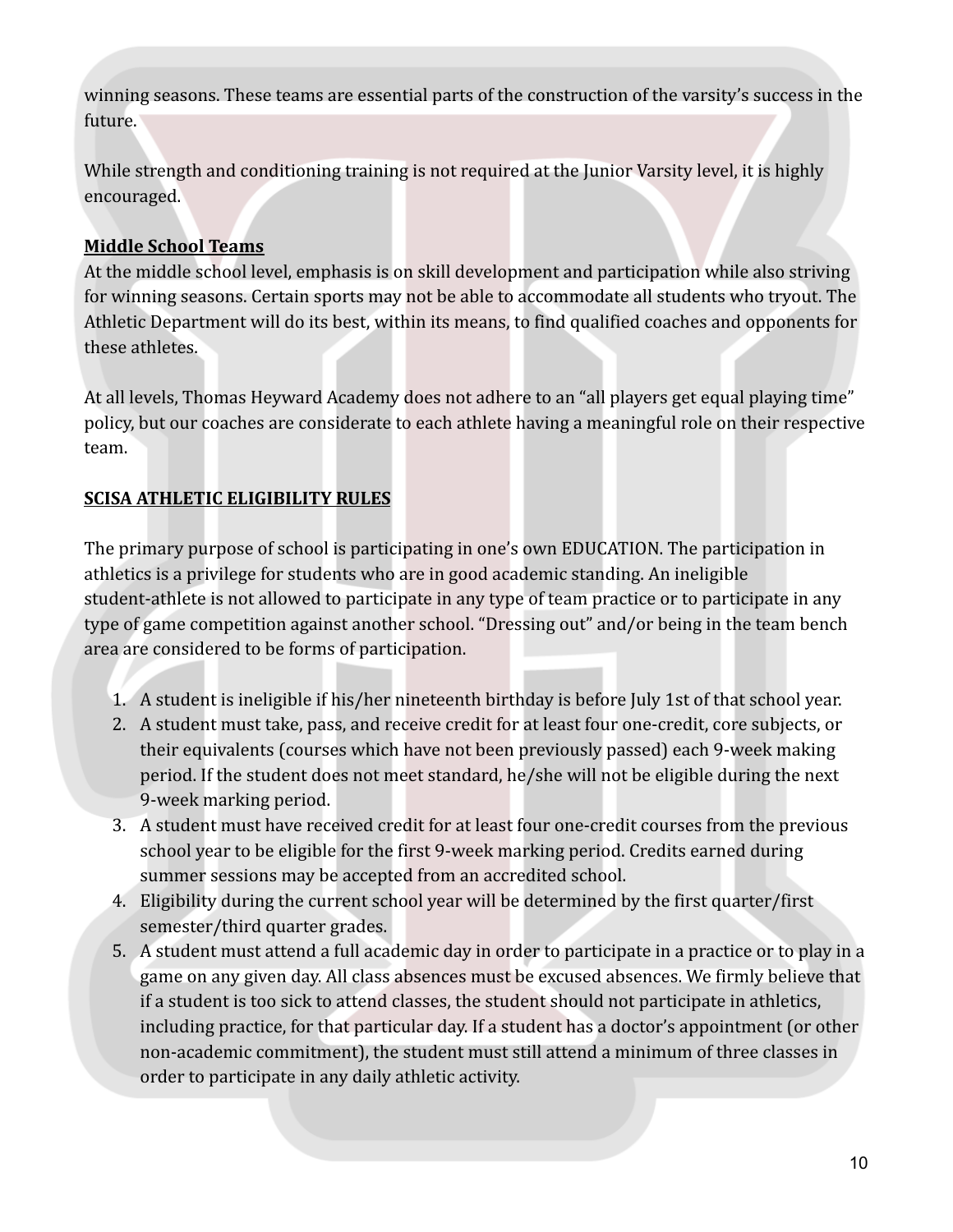winning seasons. These teams are essential parts of the construction of the varsity's success in the future.

While strength and conditioning training is not required at the Junior Varsity level, it is highly encouraged.

**Middle School Teams**

At the middle school level, emphasis is on skill development and participation while also striving for winning seasons. Certain sports may not be able to accommodate all students who tryout. The Athletic Department will do its best, within its means, to find qualified coaches and opponents for these athletes.

At all levels, Thomas Heyward Academy does not adhere to an "all players get equal playing time" policy, but our coaches are considerate to each athlete having a meaningful role on their respective team.

## SCISA ATHLETIC ELIGIBILITY RULES

The primary purpose of school is participating in one's own EDUCATION. The participation in athletics is a privilege for students who are in good academic standing. An ineligible student-athlete is not allowed to participate in any type of team practice or to participate in any type of game competition against another school. "Dressing out" and/or being in the team bench area are considered to be forms of participation.

1. A student is ineligible if his/her nineteenth birthday is before July 1st of that school year.
2. A student must take, pass, and receive credit for at least four one-credit, core subjects, or their equivalents (courses which have not been previously passed) each 9-week making period. If the student does not meet standard, he/she will not be eligible during the next 9-week marking period.
3. A student must have received credit for at least four one-credit courses from the previous school year to be eligible for the first 9-week marking period. Credits earned during summer sessions may be accepted from an accredited school.
4. Eligibility during the current school year will be determined by the first quarter/first semester/third quarter grades.
5. A student must attend a full academic day in order to participate in a practice or to play in a game on any given day. All class absences must be excused absences. We firmly believe that if a student is too sick to attend classes, the student should not participate in athletics, including practice, for that particular day. If a student has a doctor's appointment (or other non-academic commitment), the student must still attend a minimum of three classes in order to participate in any daily athletic activity.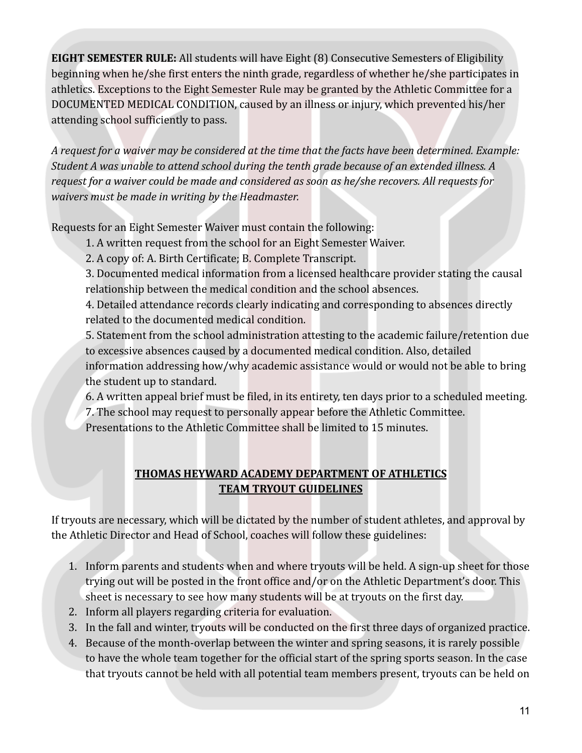**EIGHT SEMESTER RULE:** All students will have Eight (8) Consecutive Semesters of Eligibility beginning when he/she first enters the ninth grade, regardless of whether he/she participates in athletics. Exceptions to the Eight Semester Rule may be granted by the Athletic Committee for a DOCUMENTED MEDICAL CONDITION, caused by an illness or injury, which prevented his/her attending school sufficiently to pass.

*A request for a waiver may be considered at the time that the facts have been determined. Example: Student A was unable to attend school during the tenth grade because of an extended illness. A request for a waiver could be made and considered as soon as he/she recovers. All requests for waivers must be made in writing by the Headmaster.*

Requests for an Eight Semester Waiver must contain the following:

1. A written request from the school for an Eight Semester Waiver.
2. A copy of: A. Birth Certificate; B. Complete Transcript.
3. Documented medical information from a licensed healthcare provider stating the causal relationship between the medical condition and the school absences.
4. Detailed attendance records clearly indicating and corresponding to absences directly related to the documented medical condition.
5. Statement from the school administration attesting to the academic failure/retention due to excessive absences caused by a documented medical condition. Also, detailed information addressing how/why academic assistance would or would not be able to bring the student up to standard.
6. A written appeal brief must be filed, in its entirety, ten days prior to a scheduled meeting.
7. The school may request to personally appear before the Athletic Committee. Presentations to the Athletic Committee shall be limited to 15 minutes.

## THOMAS HEYWARD ACADEMY DEPARTMENT OF ATHLETICS TEAM TRYOUT GUIDELINES

If tryouts are necessary, which will be dictated by the number of student athletes, and approval by the Athletic Director and Head of School, coaches will follow these guidelines:

1. Inform parents and students when and where tryouts will be held. A sign-up sheet for those trying out will be posted in the front office and/or on the Athletic Department's door. This sheet is necessary to see how many students will be at tryouts on the first day.
2. Inform all players regarding criteria for evaluation.
3. In the fall and winter, tryouts will be conducted on the first three days of organized practice.
4. Because of the month-overlap between the winter and spring seasons, it is rarely possible to have the whole team together for the official start of the spring sports season. In the case that tryouts cannot be held with all potential team members present, tryouts can be held on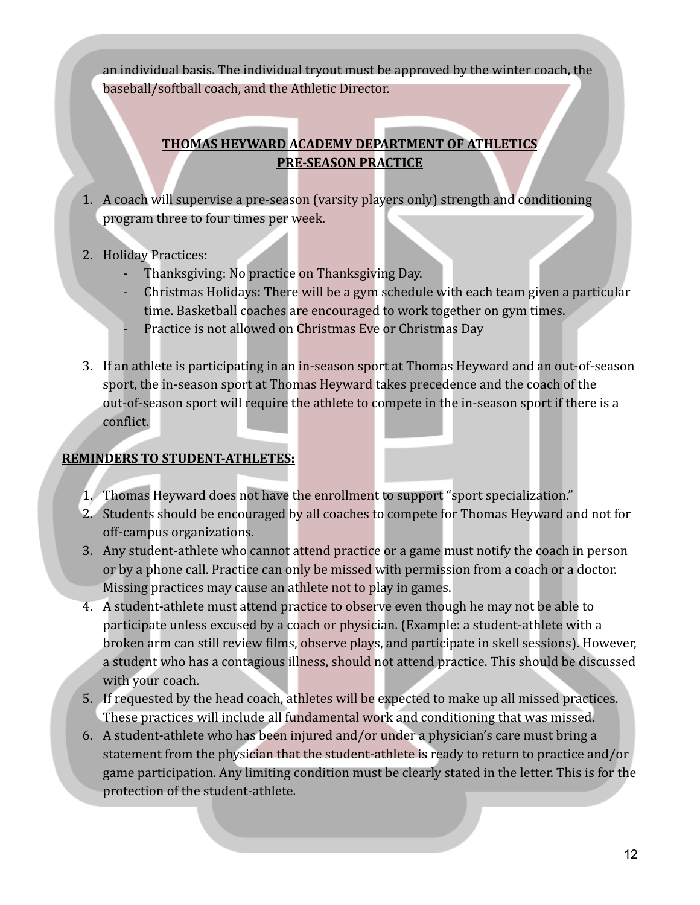an individual basis. The individual tryout must be approved by the winter coach, the baseball/softball coach, and the Athletic Director.

## **THOMAS HEYWARD ACADEMY DEPARTMENT OF ATHLETICS PRE-SEASON PRACTICE**

1. A coach will supervise a pre-season (varsity players only) strength and conditioning program three to four times per week.

2. Holiday Practices:
   - Thanksgiving: No practice on Thanksgiving Day.
   - Christmas Holidays: There will be a gym schedule with each team given a particular time. Basketball coaches are encouraged to work together on gym times.
   - Practice is not allowed on Christmas Eve or Christmas Day

3. If an athlete is participating in an in-season sport at Thomas Heyward and an out-of-season sport, the in-season sport at Thomas Heyward takes precedence and the coach of the out-of-season sport will require the athlete to compete in the in-season sport if there is a conflict.

**REMINDERS TO STUDENT-ATHLETES:**

1. Thomas Heyward does not have the enrollment to support "sport specialization."
2. Students should be encouraged by all coaches to compete for Thomas Heyward and not for off-campus organizations.
3. Any student-athlete who cannot attend practice or a game must notify the coach in person or by a phone call. Practice can only be missed with permission from a coach or a doctor. Missing practices may cause an athlete not to play in games.
4. A student-athlete must attend practice to observe even though he may not be able to participate unless excused by a coach or physician. (Example: a student-athlete with a broken arm can still review films, observe plays, and participate in skell sessions). However, a student who has a contagious illness, should not attend practice. This should be discussed with your coach.
5. If requested by the head coach, athletes will be expected to make up all missed practices. These practices will include all fundamental work and conditioning that was missed.
6. A student-athlete who has been injured and/or under a physician's care must bring a statement from the physician that the student-athlete is ready to return to practice and/or game participation. Any limiting condition must be clearly stated in the letter. This is for the protection of the student-athlete.